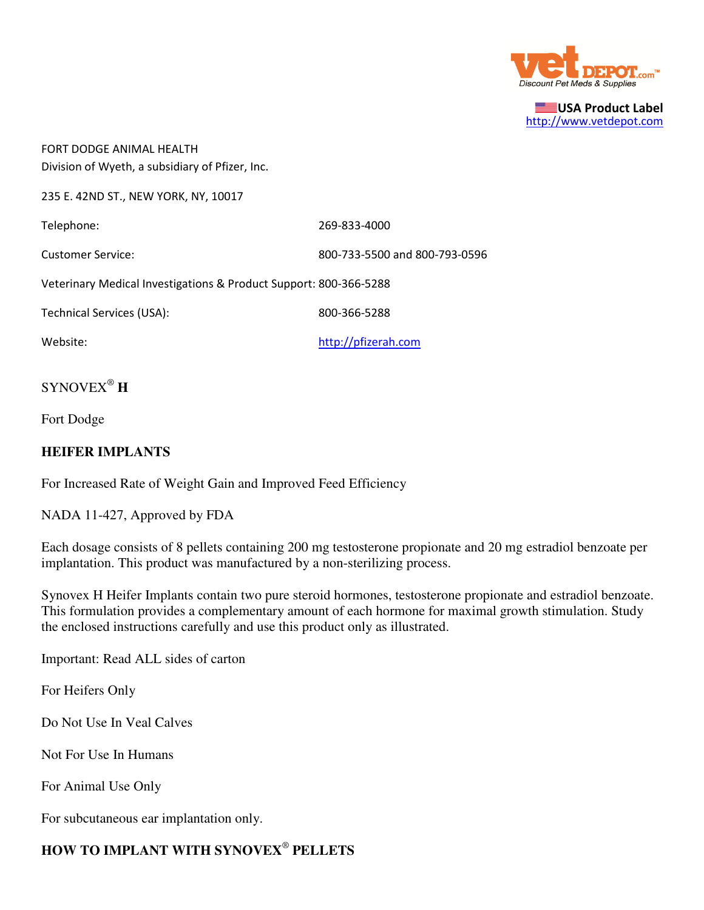USA Product Label
http://www.vetdepot.com

FORT DODGE ANIMAL HEALTH
Division of Wyeth, a subsidiary of Pfizer, Inc.

235 E. 42ND ST., NEW YORK, NY, 10017

| | |
|---|---|
| Telephone: | 269-833-4000 |
| Customer Service: | 800-733-5500 and 800-793-0596 |
| Veterinary Medical Investigations & Product Support: | 800-366-5288 |
| Technical Services (USA): | 800-366-5288 |
| Website: | http://pfizerah.com |

SYNOVEX® **H**

Fort Dodge

## HEIFER IMPLANTS

For Increased Rate of Weight Gain and Improved Feed Efficiency

NADA 11-427, Approved by FDA

Each dosage consists of 8 pellets containing 200 mg testosterone propionate and 20 mg estradiol benzoate per implantation. This product was manufactured by a non-sterilizing process.

Synovex H Heifer Implants contain two pure steroid hormones, testosterone propionate and estradiol benzoate. This formulation provides a complementary amount of each hormone for maximal growth stimulation. Study the enclosed instructions carefully and use this product only as illustrated.

Important: Read ALL sides of carton

For Heifers Only

Do Not Use In Veal Calves

Not For Use In Humans

For Animal Use Only

For subcutaneous ear implantation only.

## HOW TO IMPLANT WITH SYNOVEX® PELLETS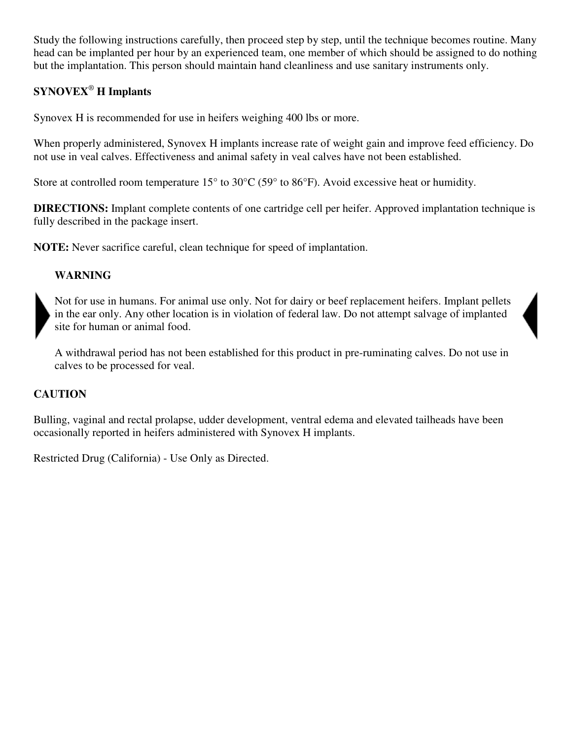Study the following instructions carefully, then proceed step by step, until the technique becomes routine. Many head can be implanted per hour by an experienced team, one member of which should be assigned to do nothing but the implantation. This person should maintain hand cleanliness and use sanitary instruments only.

**SYNOVEX® H Implants**

Synovex H is recommended for use in heifers weighing 400 lbs or more.

When properly administered, Synovex H implants increase rate of weight gain and improve feed efficiency. Do not use in veal calves. Effectiveness and animal safety in veal calves have not been established.

Store at controlled room temperature 15° to 30°C (59° to 86°F). Avoid excessive heat or humidity.

**DIRECTIONS:** Implant complete contents of one cartridge cell per heifer. Approved implantation technique is fully described in the package insert.

**NOTE:** Never sacrifice careful, clean technique for speed of implantation.

**WARNING**

Not for use in humans. For animal use only. Not for dairy or beef replacement heifers. Implant pellets in the ear only. Any other location is in violation of federal law. Do not attempt salvage of implanted site for human or animal food.

A withdrawal period has not been established for this product in pre-ruminating calves. Do not use in calves to be processed for veal.

**CAUTION**

Bulling, vaginal and rectal prolapse, udder development, ventral edema and elevated tailheads have been occasionally reported in heifers administered with Synovex H implants.

Restricted Drug (California) - Use Only as Directed.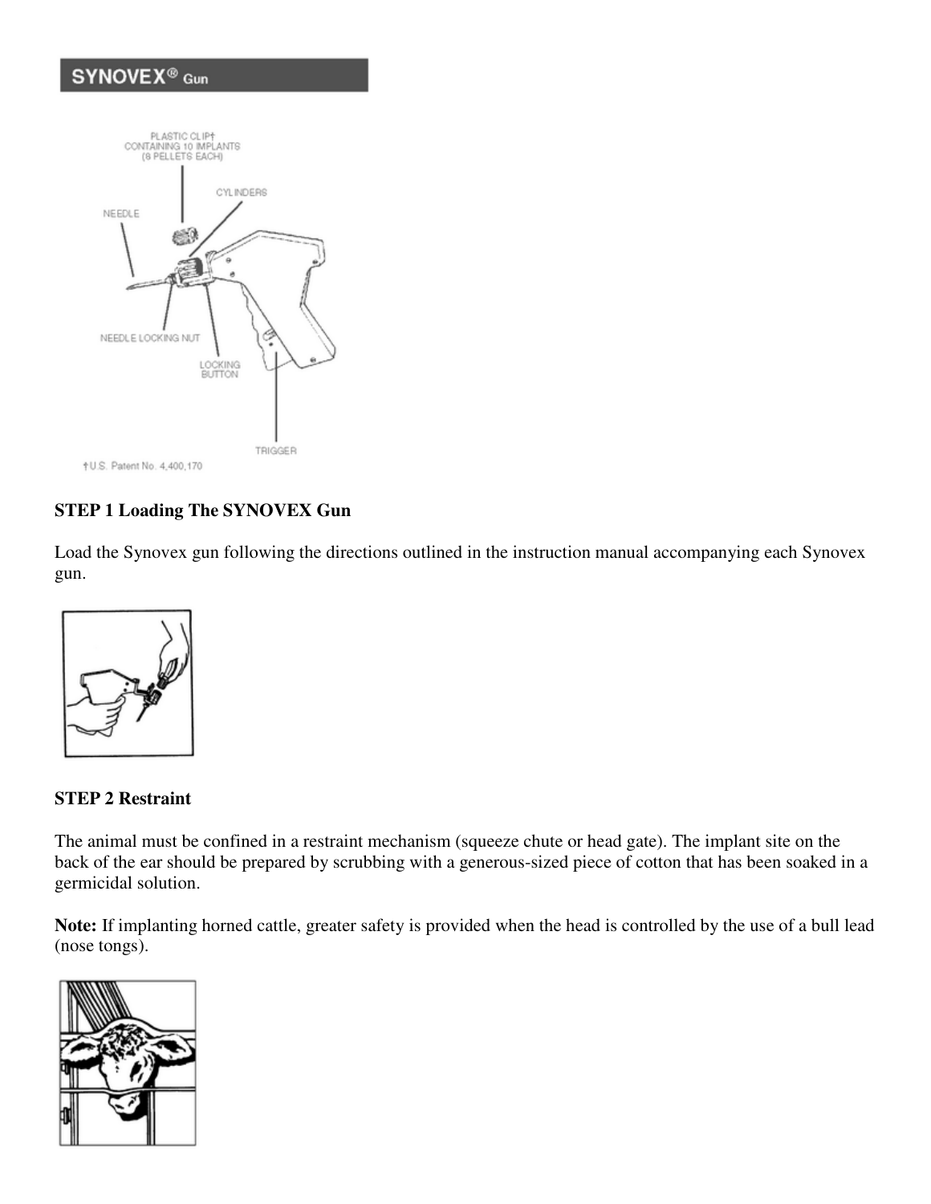## SYNOVEX® Gun

PLASTIC CLIP†
CONTAINING 10 IMPLANTS
(8 PELLETS EACH)

CYLINDERS

NEEDLE

NEEDLE LOCKING NUT

LOCKING BUTTON

TRIGGER

†U.S. Patent No. 4,400,170

**STEP 1 Loading The SYNOVEX Gun**

Load the Synovex gun following the directions outlined in the instruction manual accompanying each Synovex gun.

**STEP 2 Restraint**

The animal must be confined in a restraint mechanism (squeeze chute or head gate). The implant site on the back of the ear should be prepared by scrubbing with a generous-sized piece of cotton that has been soaked in a germicidal solution.

**Note:** If implanting horned cattle, greater safety is provided when the head is controlled by the use of a bull lead (nose tongs).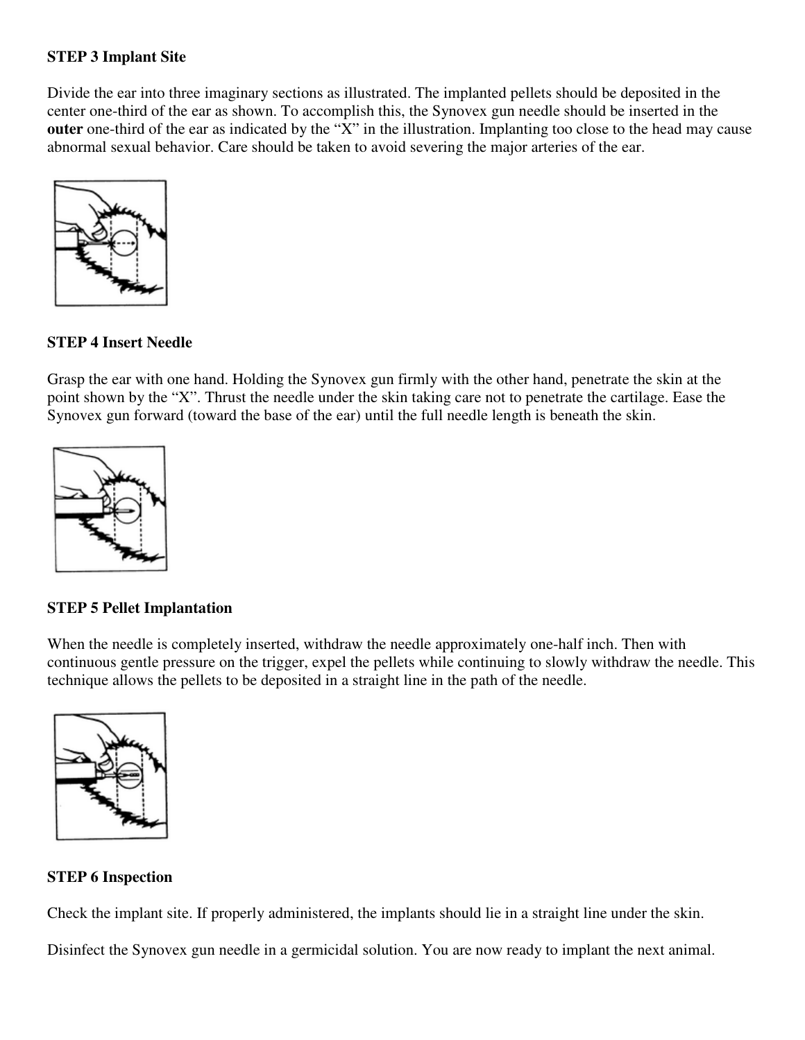**STEP 3 Implant Site**

Divide the ear into three imaginary sections as illustrated. The implanted pellets should be deposited in the center one-third of the ear as shown. To accomplish this, the Synovex gun needle should be inserted in the **outer** one-third of the ear as indicated by the "X" in the illustration. Implanting too close to the head may cause abnormal sexual behavior. Care should be taken to avoid severing the major arteries of the ear.

**STEP 4 Insert Needle**

Grasp the ear with one hand. Holding the Synovex gun firmly with the other hand, penetrate the skin at the point shown by the "X". Thrust the needle under the skin taking care not to penetrate the cartilage. Ease the Synovex gun forward (toward the base of the ear) until the full needle length is beneath the skin.

**STEP 5 Pellet Implantation**

When the needle is completely inserted, withdraw the needle approximately one-half inch. Then with continuous gentle pressure on the trigger, expel the pellets while continuing to slowly withdraw the needle. This technique allows the pellets to be deposited in a straight line in the path of the needle.

**STEP 6 Inspection**

Check the implant site. If properly administered, the implants should lie in a straight line under the skin.

Disinfect the Synovex gun needle in a germicidal solution. You are now ready to implant the next animal.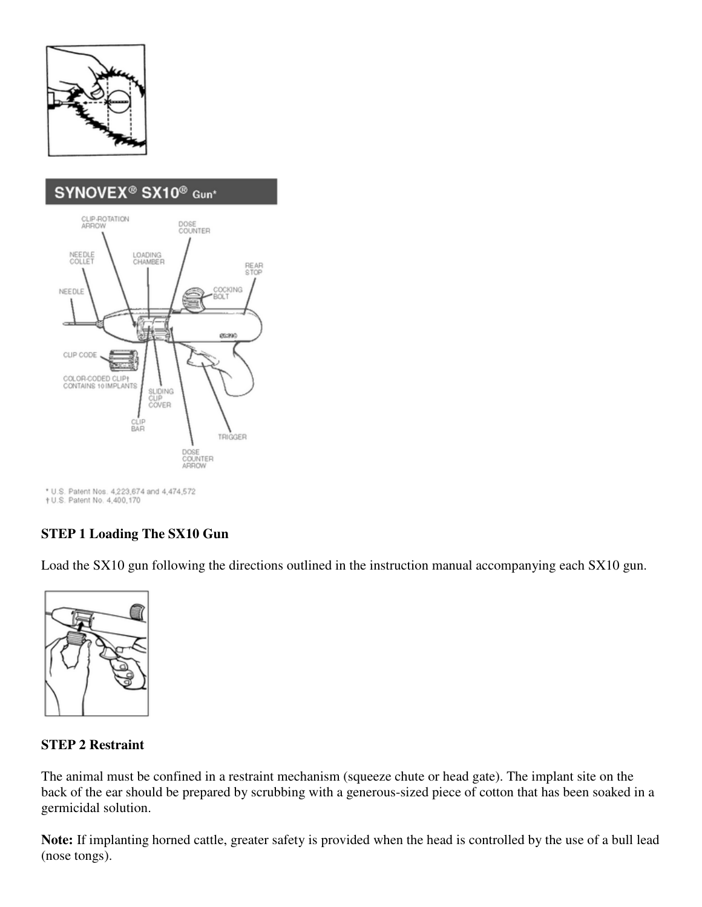SYNOVEX® SX10® Gun*

CLIP-ROTATION ARROW

DOSE COUNTER

NEEDLE COLLET

LOADING CHAMBER

REAR STOP

NEEDLE

COCKING BOLT

CLIP CODE

COLOR-CODED CLIP† CONTAINS 10 IMPLANTS

SLIDING CLIP COVER

CLIP BAR

TRIGGER

DOSE COUNTER ARROW

* U.S. Patent Nos. 4,223,674 and 4,474,572
† U.S. Patent No. 4,400,170

**STEP 1 Loading The SX10 Gun**

Load the SX10 gun following the directions outlined in the instruction manual accompanying each SX10 gun.

**STEP 2 Restraint**

The animal must be confined in a restraint mechanism (squeeze chute or head gate). The implant site on the back of the ear should be prepared by scrubbing with a generous-sized piece of cotton that has been soaked in a germicidal solution.

**Note:** If implanting horned cattle, greater safety is provided when the head is controlled by the use of a bull lead (nose tongs).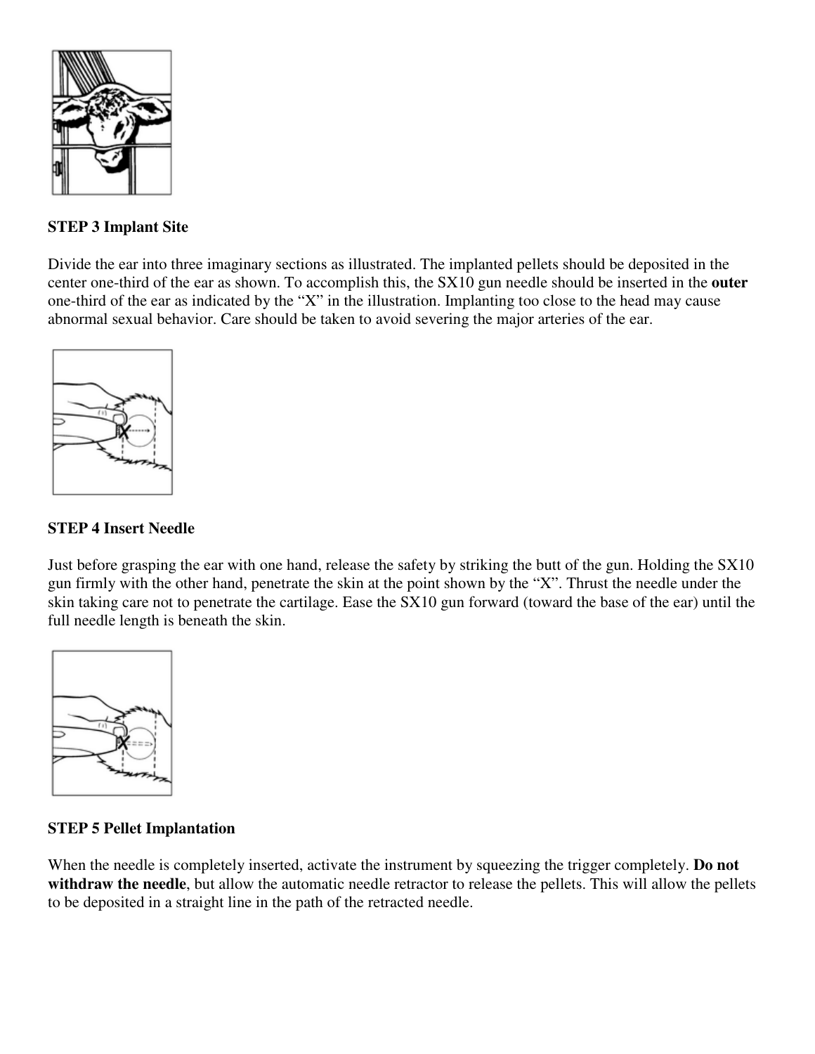**STEP 3 Implant Site**

Divide the ear into three imaginary sections as illustrated. The implanted pellets should be deposited in the center one-third of the ear as shown. To accomplish this, the SX10 gun needle should be inserted in the **outer** one-third of the ear as indicated by the "X" in the illustration. Implanting too close to the head may cause abnormal sexual behavior. Care should be taken to avoid severing the major arteries of the ear.

**STEP 4 Insert Needle**

Just before grasping the ear with one hand, release the safety by striking the butt of the gun. Holding the SX10 gun firmly with the other hand, penetrate the skin at the point shown by the "X". Thrust the needle under the skin taking care not to penetrate the cartilage. Ease the SX10 gun forward (toward the base of the ear) until the full needle length is beneath the skin.

**STEP 5 Pellet Implantation**

When the needle is completely inserted, activate the instrument by squeezing the trigger completely. **Do not withdraw the needle**, but allow the automatic needle retractor to release the pellets. This will allow the pellets to be deposited in a straight line in the path of the retracted needle.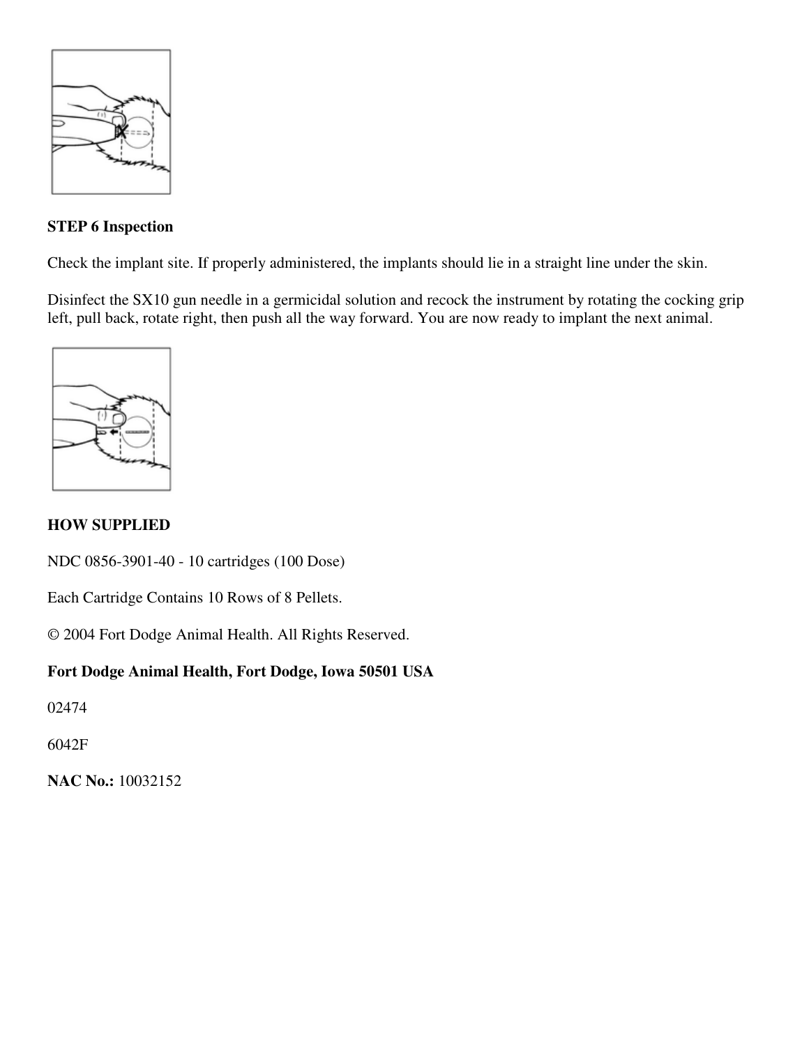**STEP 6 Inspection**

Check the implant site. If properly administered, the implants should lie in a straight line under the skin.

Disinfect the SX10 gun needle in a germicidal solution and recock the instrument by rotating the cocking grip left, pull back, rotate right, then push all the way forward. You are now ready to implant the next animal.

**HOW SUPPLIED**

NDC 0856-3901-40 - 10 cartridges (100 Dose)

Each Cartridge Contains 10 Rows of 8 Pellets.

© 2004 Fort Dodge Animal Health. All Rights Reserved.

**Fort Dodge Animal Health, Fort Dodge, Iowa 50501 USA**

02474

6042F

**NAC No.:** 10032152